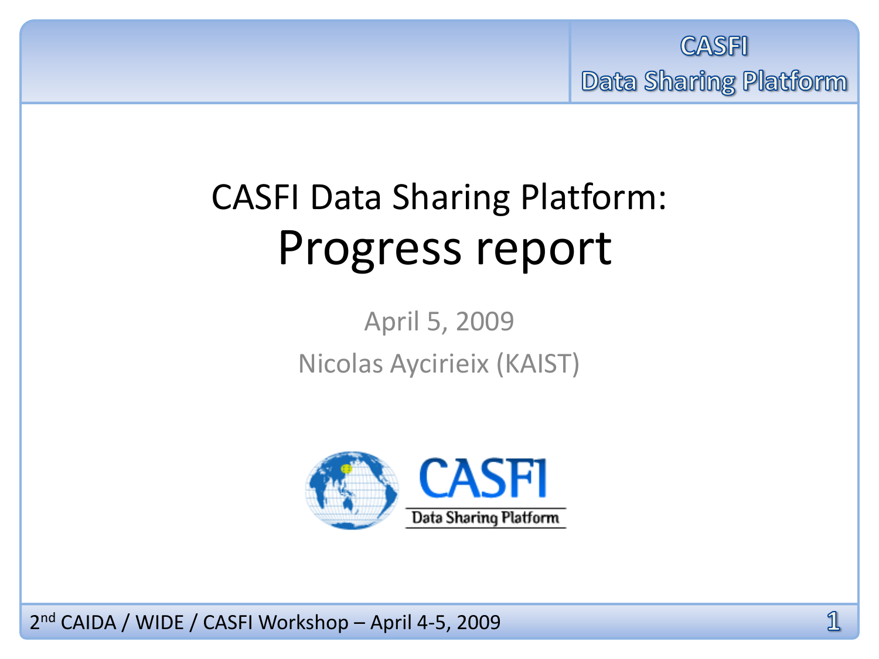# CASFI Data Sharing Platform:
# Progress report

April 5, 2009

Nicolas Aycirieix (KAIST)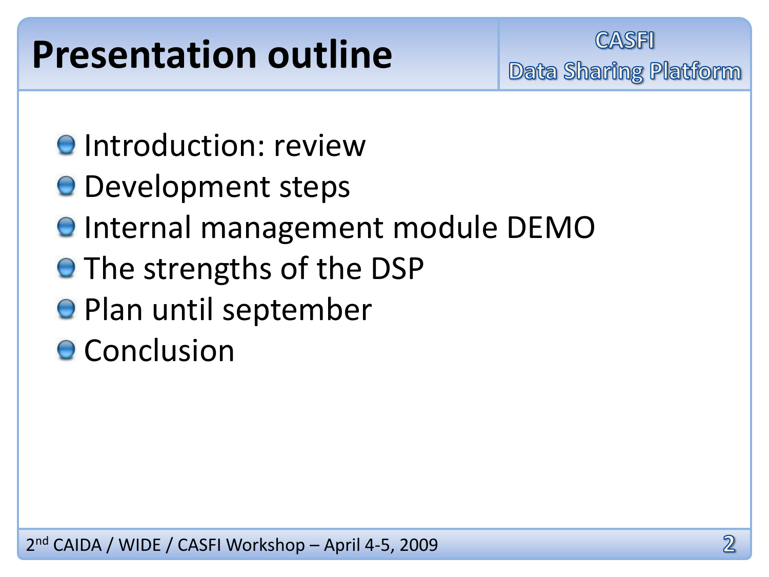# Presentation outline

- Introduction: review
- Development steps
- Internal management module DEMO
- The strengths of the DSP
- Plan until september
- Conclusion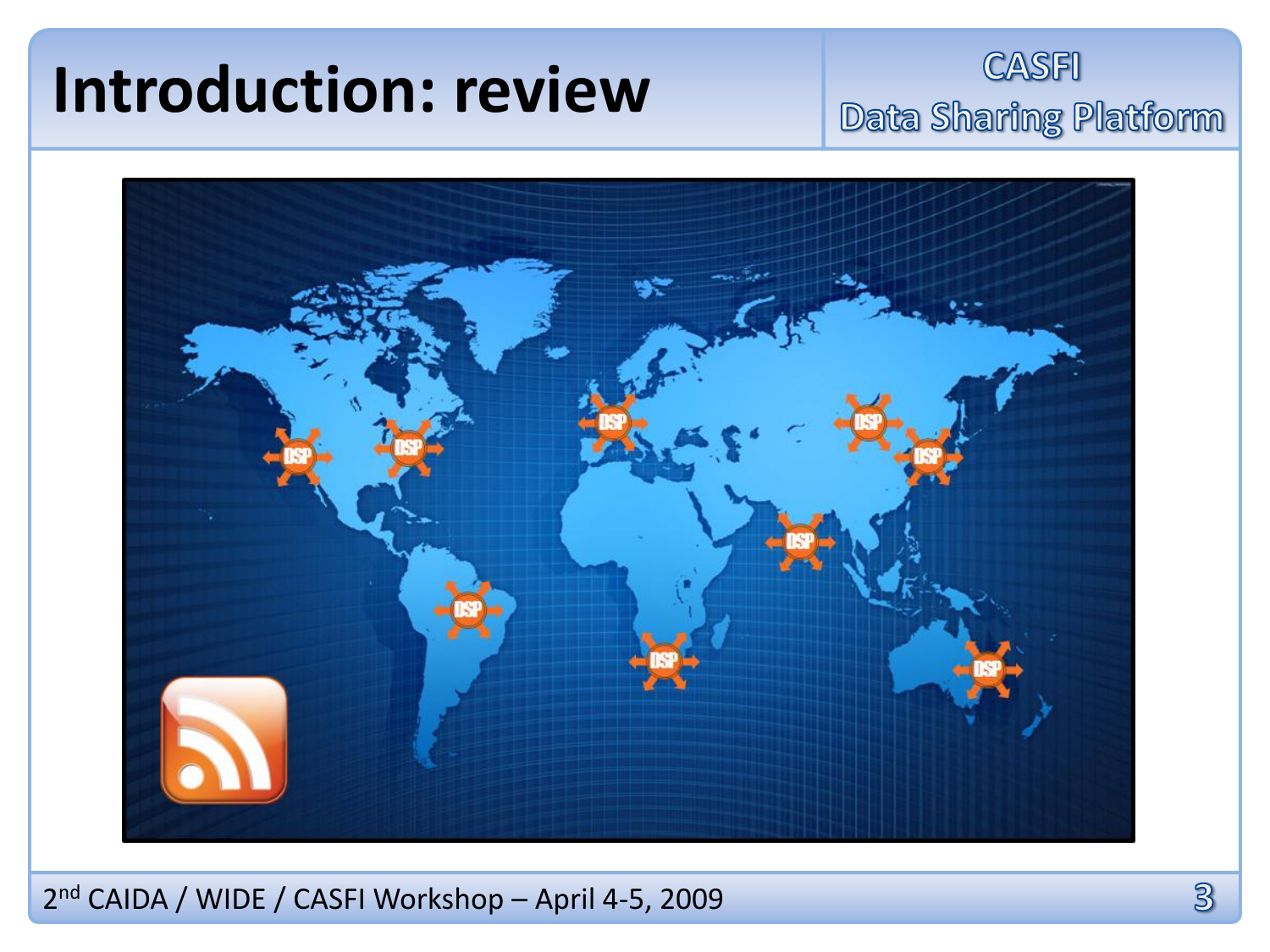# Introduction: review

CASFI Data Sharing Platform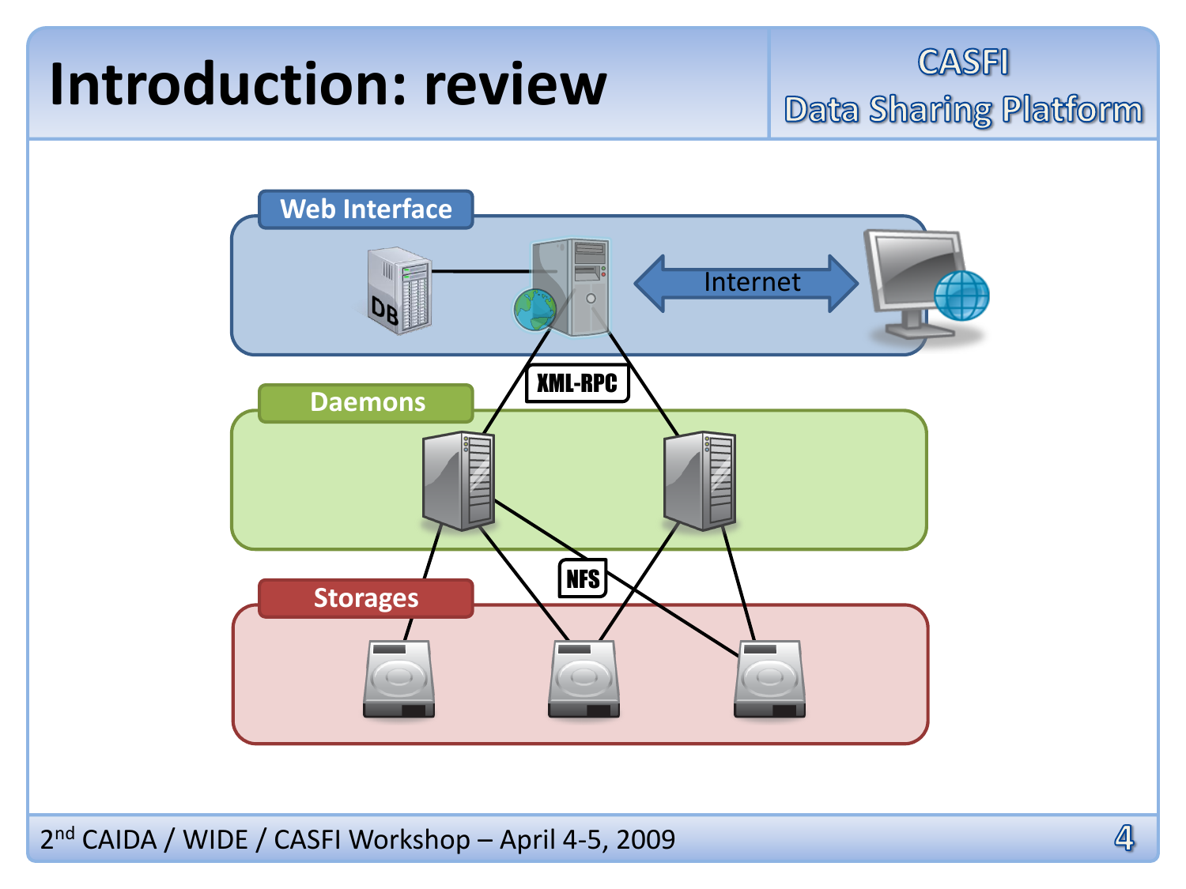# Introduction: review

Web Interface

DB

Internet

XML-RPC

Daemons

NFS

Storages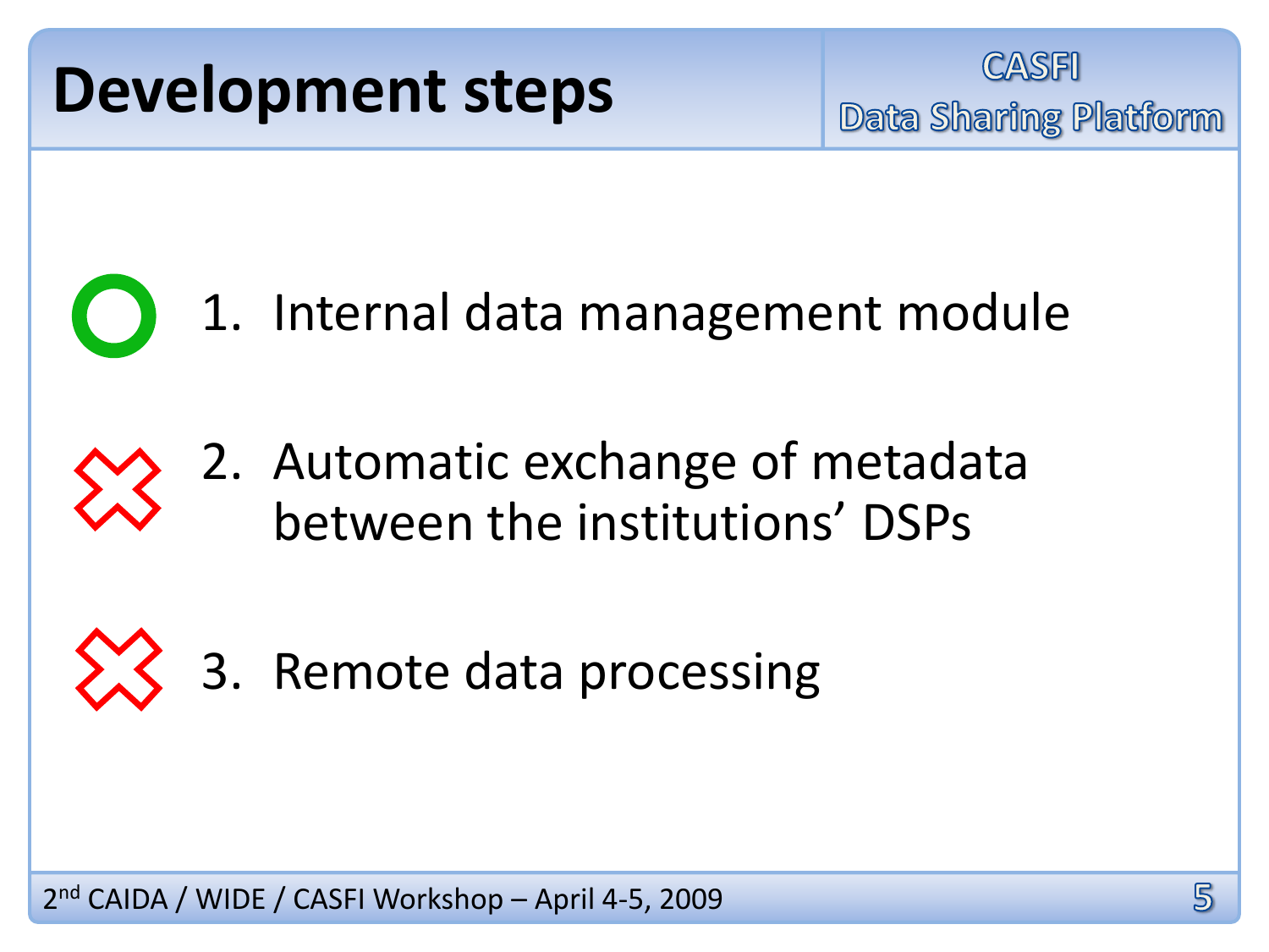# Development steps

1. Internal data management module
2. Automatic exchange of metadata between the institutions' DSPs
3. Remote data processing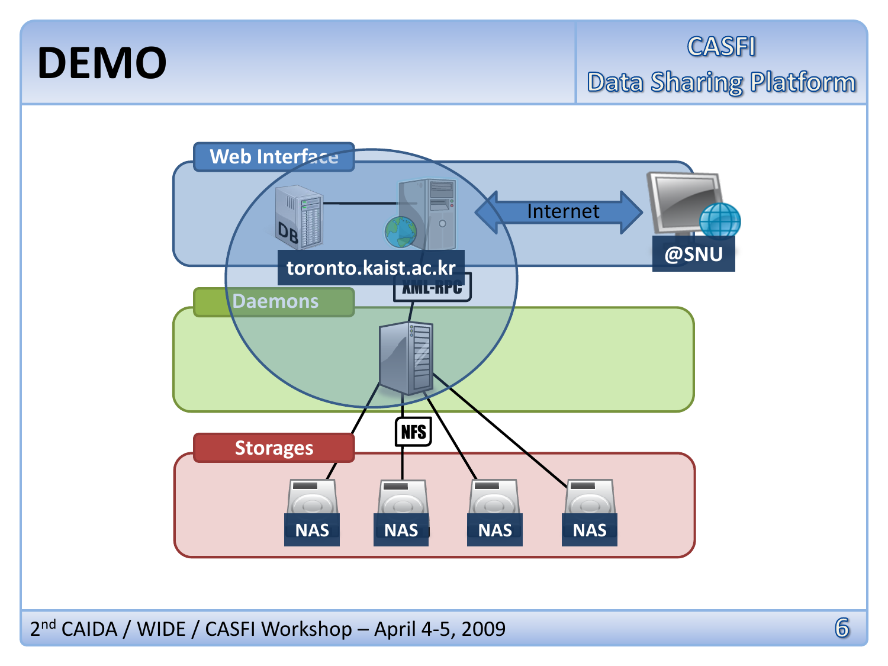# DEMO

CASFI Data Sharing Platform

Web Interface

DB

toronto.kaist.ac.kr

Internet

@SNU

XML-RPC

Daemons

NFS

Storages

NAS NAS NAS NAS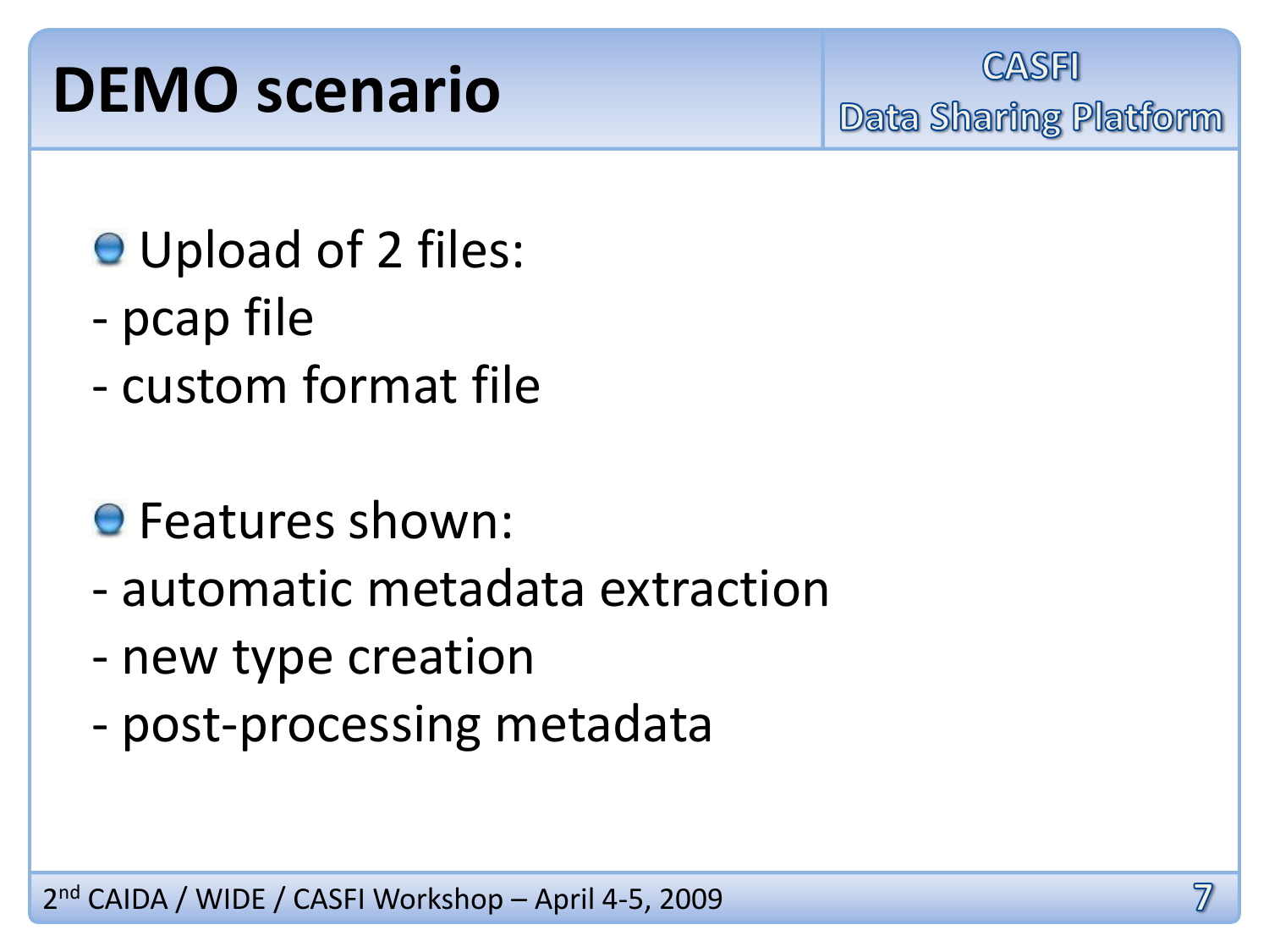# DEMO scenario

- Upload of 2 files:
  - pcap file
  - custom format file

- Features shown:
  - automatic metadata extraction
  - new type creation
  - post-processing metadata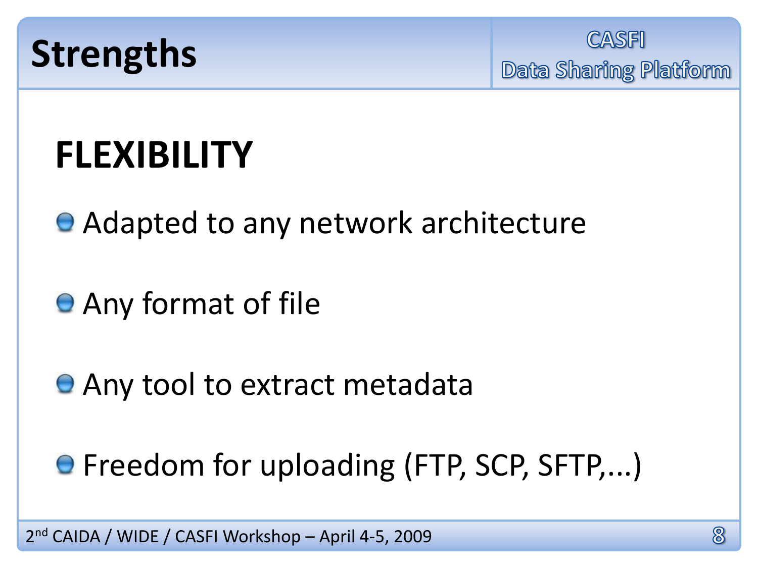# Strengths

## FLEXIBILITY

- Adapted to any network architecture
- Any format of file
- Any tool to extract metadata
- Freedom for uploading (FTP, SCP, SFTP,...)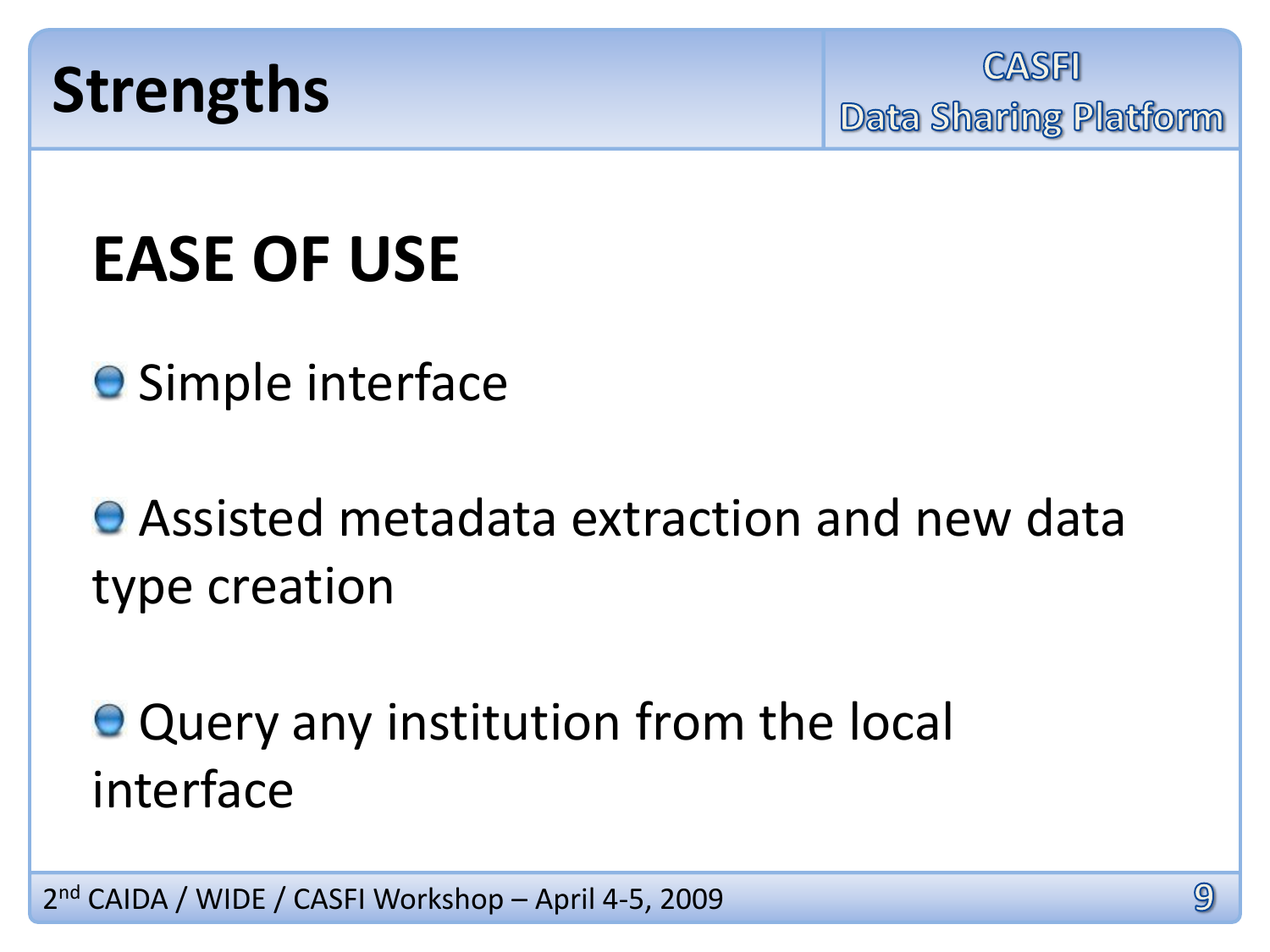# Strengths

## EASE OF USE

- Simple interface
- Assisted metadata extraction and new data type creation
- Query any institution from the local interface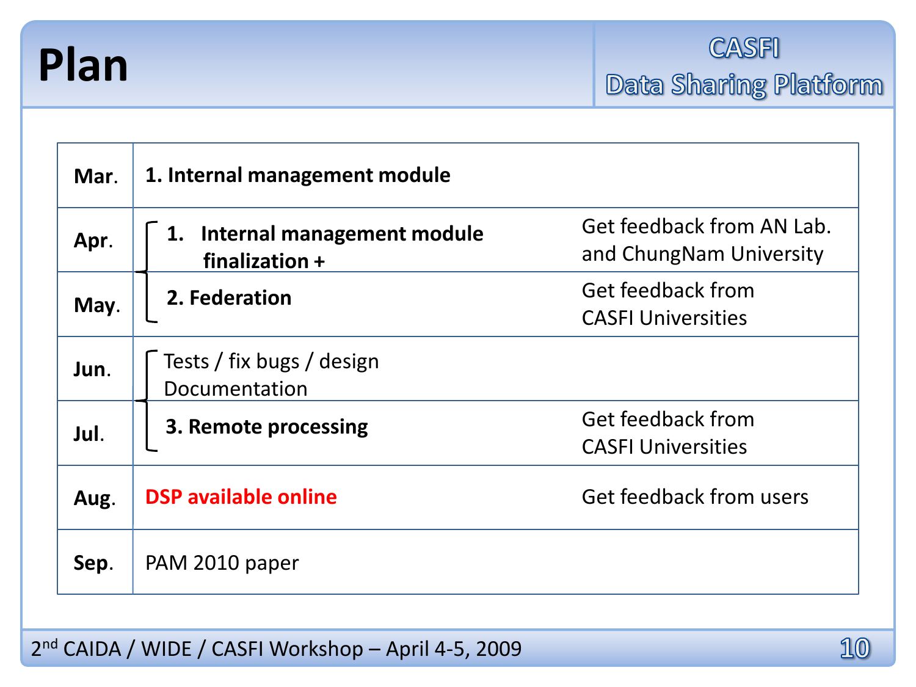# Plan

CASFI Data Sharing Platform

| Month | Task | Feedback |
|---|---|---|
| Mar. | **1. Internal management module** | |
| Apr. | **1. Internal management module finalization +** | Get feedback from AN Lab. and ChungNam University |
| May. | **2. Federation** | Get feedback from CASFI Universities |
| Jun. | Tests / fix bugs / design Documentation | |
| Jul. | **3. Remote processing** | Get feedback from CASFI Universities |
| Aug. | **DSP available online** | Get feedback from users |
| Sep. | PAM 2010 paper | |

2nd CAIDA / WIDE / CASFI Workshop – April 4-5, 2009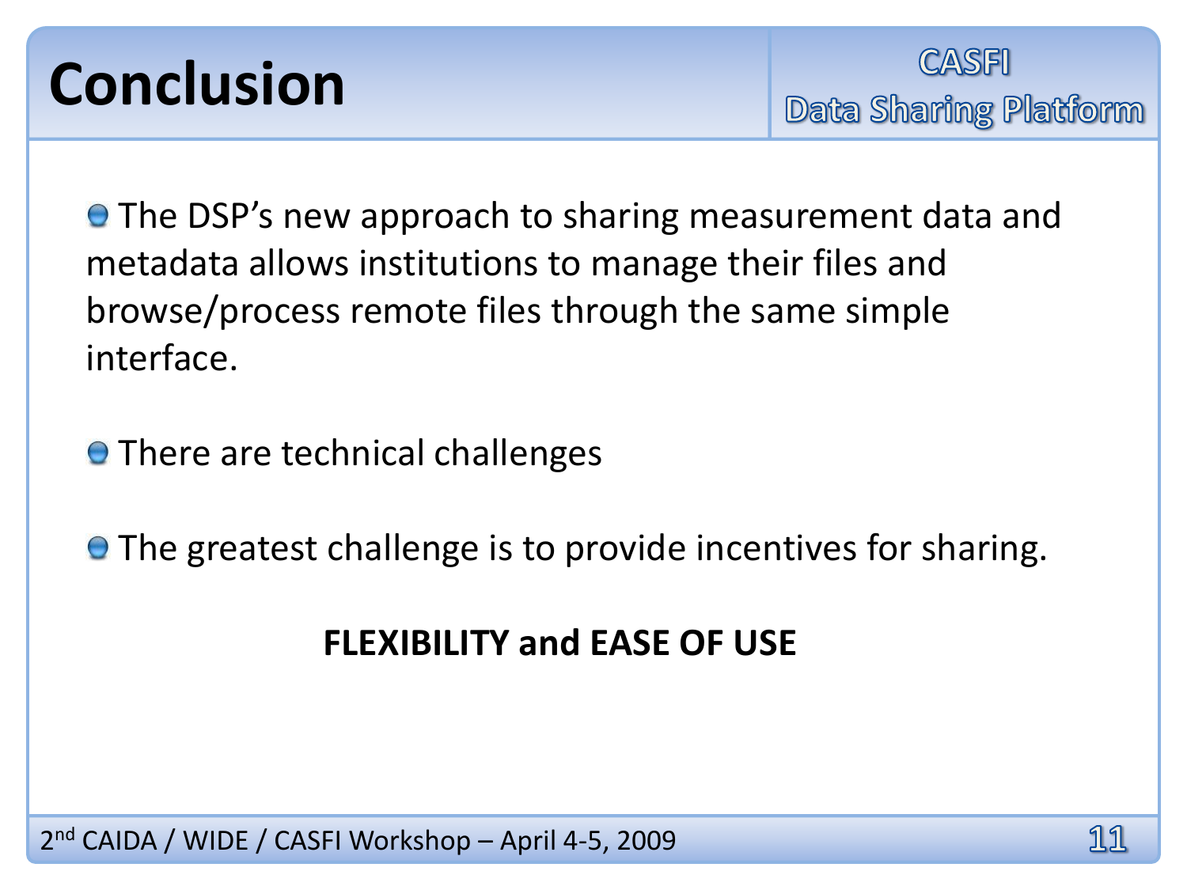# Conclusion

- The DSP's new approach to sharing measurement data and metadata allows institutions to manage their files and browse/process remote files through the same simple interface.

- There are technical challenges

- The greatest challenge is to provide incentives for sharing.

**FLEXIBILITY and EASE OF USE**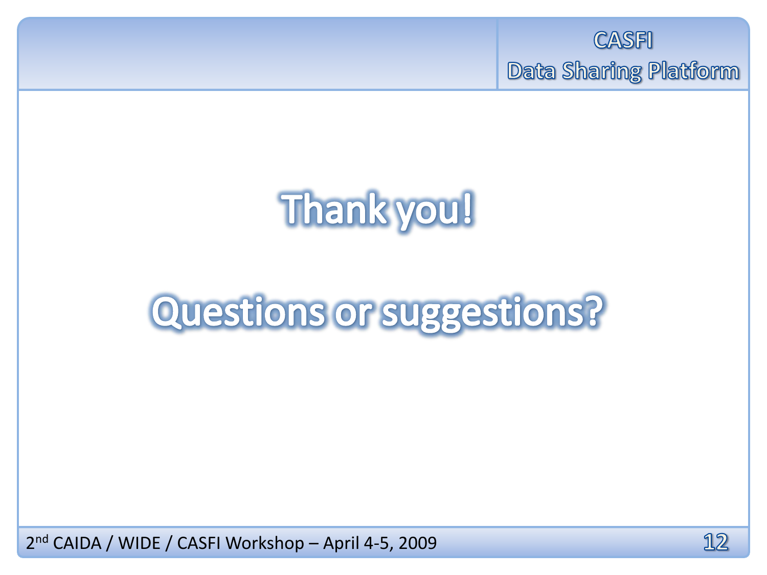# Thank you!

# Questions or suggestions?